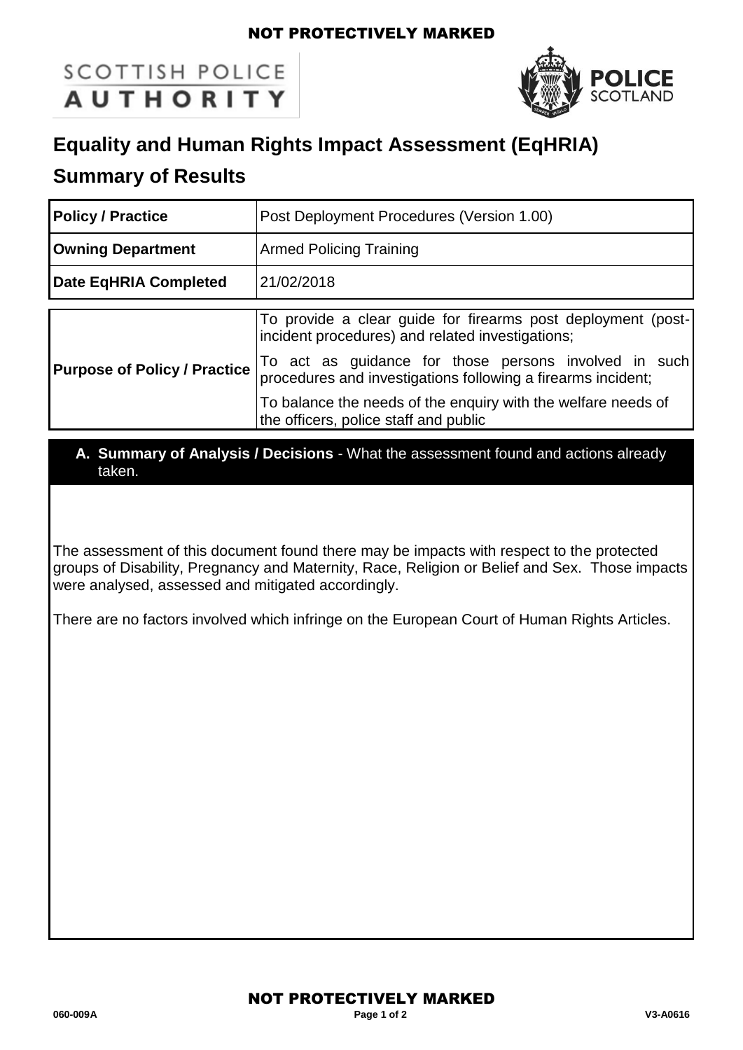NOT PROTECTIVELY MARKED

SCOTTISH POLICE AUTHORITY

POLICE SCOTLAND

# Equality and Human Rights Impact Assessment (EqHRIA)

## Summary of Results

| **Policy / Practice** | Post Deployment Procedures (Version 1.00) |
| --- | --- |
| **Owning Department** | Armed Policing Training |
| **Date EqHRIA Completed** | 21/02/2018 |
| **Purpose of Policy / Practice** | To provide a clear guide for firearms post deployment (post-incident procedures) and related investigations;<br>To act as guidance for those persons involved in such procedures and investigations following a firearms incident;<br>To balance the needs of the enquiry with the welfare needs of the officers, police staff and public |

### A. Summary of Analysis / Decisions - What the assessment found and actions already taken.

The assessment of this document found there may be impacts with respect to the protected groups of Disability, Pregnancy and Maternity, Race, Religion or Belief and Sex. Those impacts were analysed, assessed and mitigated accordingly.

There are no factors involved which infringe on the European Court of Human Rights Articles.

NOT PROTECTIVELY MARKED

060-009A V3-A0616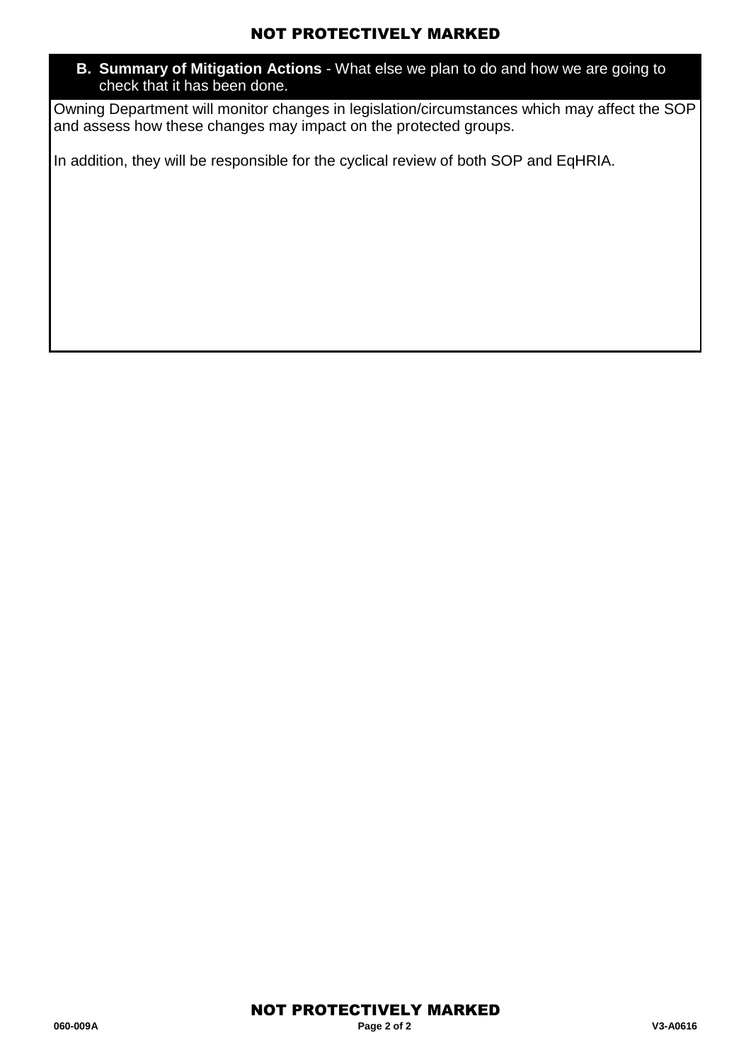**B. Summary of Mitigation Actions** - What else we plan to do and how we are going to check that it has been done.

Owning Department will monitor changes in legislation/circumstances which may affect the SOP and assess how these changes may impact on the protected groups.

In addition, they will be responsible for the cyclical review of both SOP and EqHRIA.